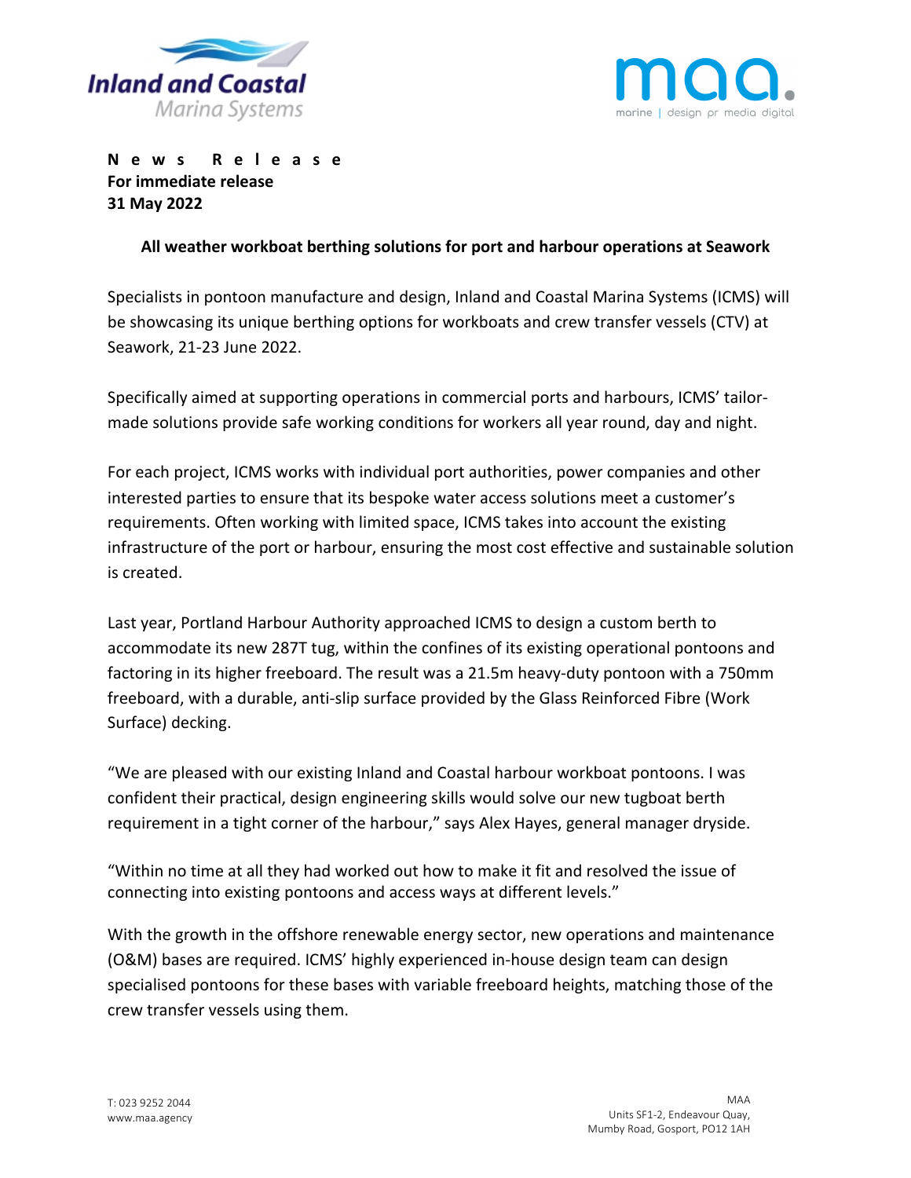**News Release**
**For immediate release**
**31 May 2022**

**All weather workboat berthing solutions for port and harbour operations at Seawork**

Specialists in pontoon manufacture and design, Inland and Coastal Marina Systems (ICMS) will be showcasing its unique berthing options for workboats and crew transfer vessels (CTV) at Seawork, 21-23 June 2022.

Specifically aimed at supporting operations in commercial ports and harbours, ICMS' tailor-made solutions provide safe working conditions for workers all year round, day and night.

For each project, ICMS works with individual port authorities, power companies and other interested parties to ensure that its bespoke water access solutions meet a customer's requirements. Often working with limited space, ICMS takes into account the existing infrastructure of the port or harbour, ensuring the most cost effective and sustainable solution is created.

Last year, Portland Harbour Authority approached ICMS to design a custom berth to accommodate its new 287T tug, within the confines of its existing operational pontoons and factoring in its higher freeboard. The result was a 21.5m heavy-duty pontoon with a 750mm freeboard, with a durable, anti-slip surface provided by the Glass Reinforced Fibre (Work Surface) decking.

"We are pleased with our existing Inland and Coastal harbour workboat pontoons. I was confident their practical, design engineering skills would solve our new tugboat berth requirement in a tight corner of the harbour," says Alex Hayes, general manager dryside.

"Within no time at all they had worked out how to make it fit and resolved the issue of connecting into existing pontoons and access ways at different levels."

With the growth in the offshore renewable energy sector, new operations and maintenance (O&M) bases are required. ICMS' highly experienced in-house design team can design specialised pontoons for these bases with variable freeboard heights, matching those of the crew transfer vessels using them.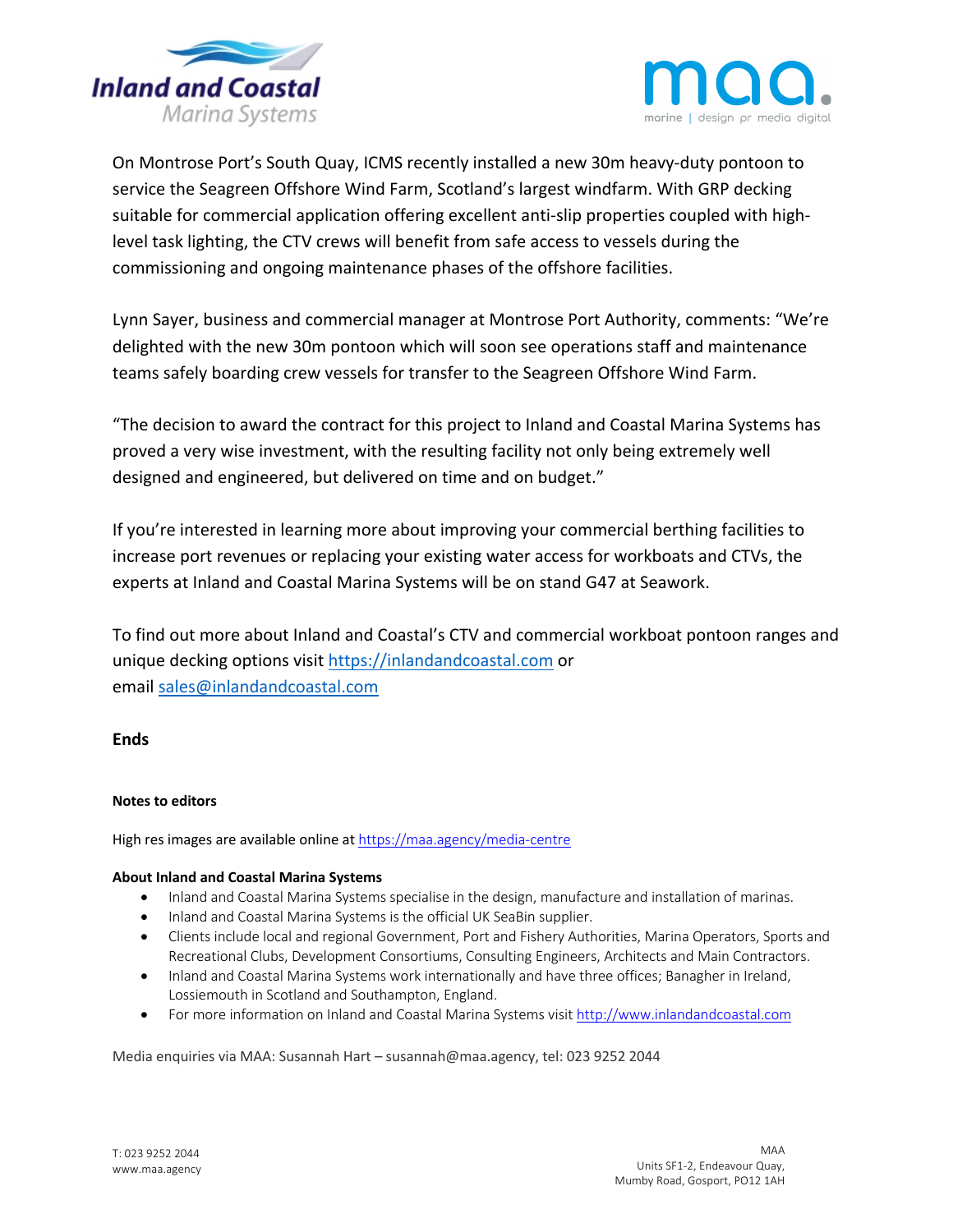On Montrose Port's South Quay, ICMS recently installed a new 30m heavy-duty pontoon to service the Seagreen Offshore Wind Farm, Scotland's largest windfarm. With GRP decking suitable for commercial application offering excellent anti-slip properties coupled with high-level task lighting, the CTV crews will benefit from safe access to vessels during the commissioning and ongoing maintenance phases of the offshore facilities.

Lynn Sayer, business and commercial manager at Montrose Port Authority, comments: "We're delighted with the new 30m pontoon which will soon see operations staff and maintenance teams safely boarding crew vessels for transfer to the Seagreen Offshore Wind Farm.

"The decision to award the contract for this project to Inland and Coastal Marina Systems has proved a very wise investment, with the resulting facility not only being extremely well designed and engineered, but delivered on time and on budget."

If you're interested in learning more about improving your commercial berthing facilities to increase port revenues or replacing your existing water access for workboats and CTVs, the experts at Inland and Coastal Marina Systems will be on stand G47 at Seawork.

To find out more about Inland and Coastal's CTV and commercial workboat pontoon ranges and unique decking options visit https://inlandandcoastal.com or email sales@inlandandcoastal.com

**Ends**

**Notes to editors**

High res images are available online at https://maa.agency/media-centre

**About Inland and Coastal Marina Systems**

- Inland and Coastal Marina Systems specialise in the design, manufacture and installation of marinas.
- Inland and Coastal Marina Systems is the official UK SeaBin supplier.
- Clients include local and regional Government, Port and Fishery Authorities, Marina Operators, Sports and Recreational Clubs, Development Consortiums, Consulting Engineers, Architects and Main Contractors.
- Inland and Coastal Marina Systems work internationally and have three offices; Banagher in Ireland, Lossiemouth in Scotland and Southampton, England.
- For more information on Inland and Coastal Marina Systems visit http://www.inlandandcoastal.com

Media enquiries via MAA: Susannah Hart – susannah@maa.agency, tel: 023 9252 2044